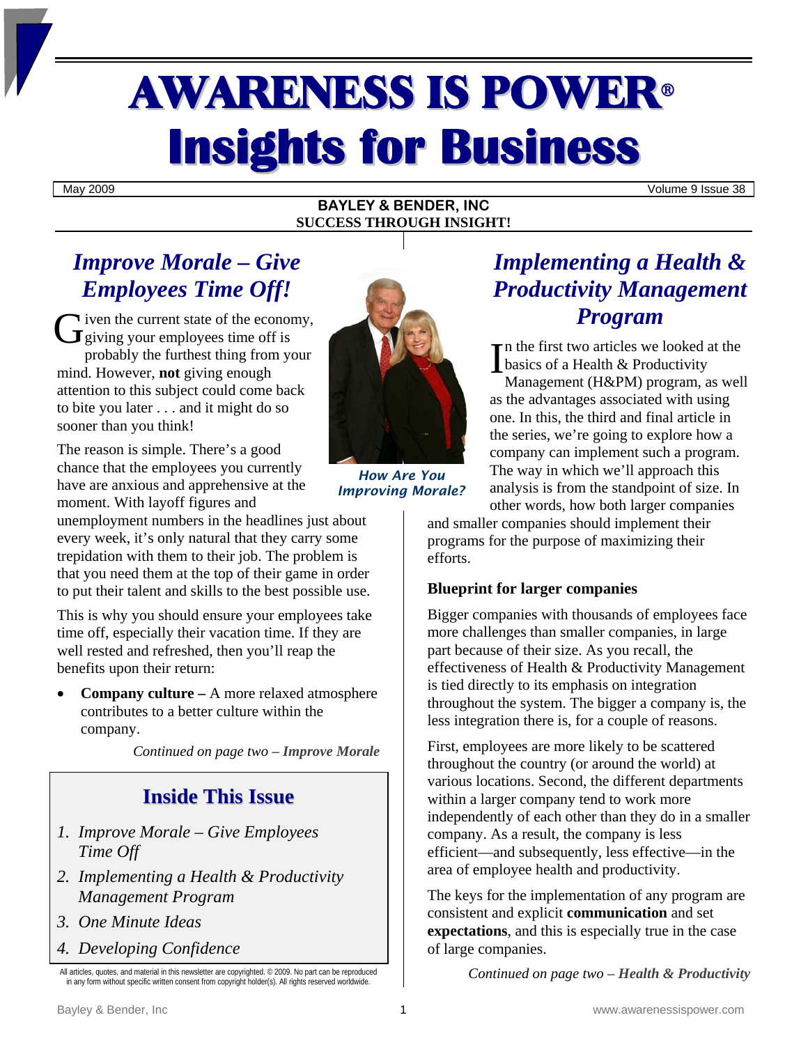# AWARENESS IS POWER®
# Insights for Business

May 2009 — Volume 9 Issue 38

**BAYLEY & BENDER, INC**
**SUCCESS THROUGH INSIGHT!**

## *Improve Morale – Give Employees Time Off!*

Given the current state of the economy, giving your employees time off is probably the furthest thing from your mind. However, **not** giving enough attention to this subject could come back to bite you later . . . and it might do so sooner than you think!

The reason is simple. There's a good chance that the employees you currently have are anxious and apprehensive at the moment. With layoff figures and unemployment numbers in the headlines just about every week, it's only natural that they carry some trepidation with them to their job. The problem is that you need them at the top of their game in order to put their talent and skills to the best possible use.

This is why you should ensure your employees take time off, especially their vacation time. If they are well rested and refreshed, then you'll reap the benefits upon their return:

- **Company culture –** A more relaxed atmosphere contributes to a better culture within the company.

*Continued on page two – **Improve Morale***

*How Are You Improving Morale?*

### Inside This Issue

1. *Improve Morale – Give Employees Time Off*
2. *Implementing a Health & Productivity Management Program*
3. *One Minute Ideas*
4. *Developing Confidence*

All articles, quotes, and material in this newsletter are copyrighted. © 2009. No part can be reproduced in any form without specific written consent from copyright holder(s). All rights reserved worldwide.

## *Implementing a Health & Productivity Management Program*

In the first two articles we looked at the basics of a Health & Productivity Management (H&PM) program, as well as the advantages associated with using one. In this, the third and final article in the series, we're going to explore how a company can implement such a program. The way in which we'll approach this analysis is from the standpoint of size. In other words, how both larger companies and smaller companies should implement their programs for the purpose of maximizing their efforts.

**Blueprint for larger companies**

Bigger companies with thousands of employees face more challenges than smaller companies, in large part because of their size. As you recall, the effectiveness of Health & Productivity Management is tied directly to its emphasis on integration throughout the system. The bigger a company is, the less integration there is, for a couple of reasons.

First, employees are more likely to be scattered throughout the country (or around the world) at various locations. Second, the different departments within a larger company tend to work more independently of each other than they do in a smaller company. As a result, the company is less efficient—and subsequently, less effective—in the area of employee health and productivity.

The keys for the implementation of any program are consistent and explicit **communication** and set **expectations**, and this is especially true in the case of large companies.

*Continued on page two – **Health & Productivity***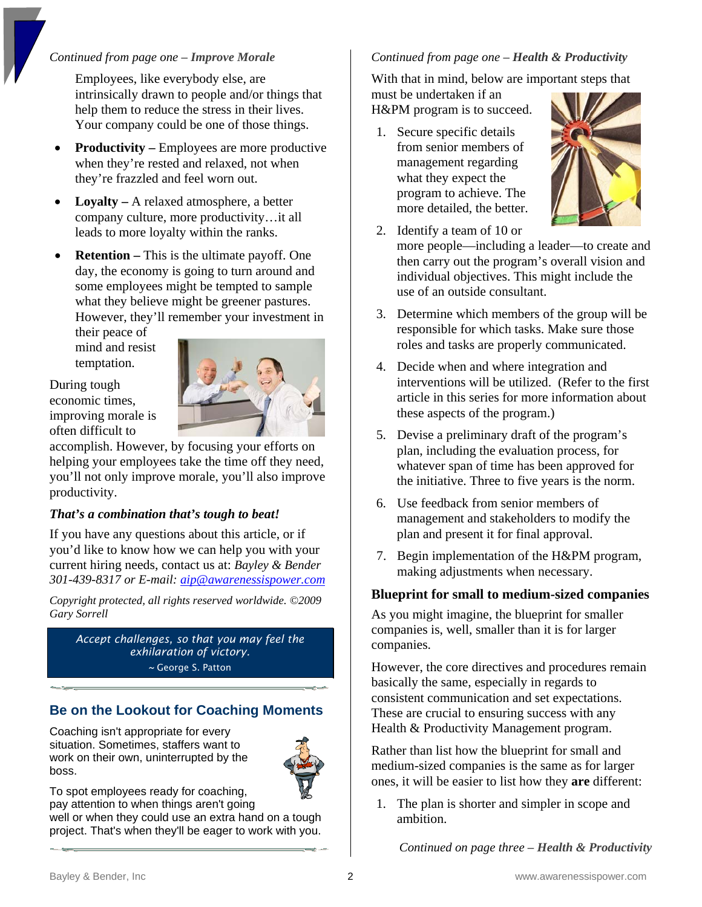*Continued from page one – **Improve Morale***

Employees, like everybody else, are intrinsically drawn to people and/or things that help them to reduce the stress in their lives. Your company could be one of those things.

- **Productivity –** Employees are more productive when they're rested and relaxed, not when they're frazzled and feel worn out.
- **Loyalty –** A relaxed atmosphere, a better company culture, more productivity…it all leads to more loyalty within the ranks.
- **Retention –** This is the ultimate payoff. One day, the economy is going to turn around and some employees might be tempted to sample what they believe might be greener pastures. However, they'll remember your investment in their peace of mind and resist temptation.

During tough economic times, improving morale is often difficult to accomplish. However, by focusing your efforts on helping your employees take the time off they need, you'll not only improve morale, you'll also improve productivity.

***That's a combination that's tough to beat!***

If you have any questions about this article, or if you'd like to know how we can help you with your current hiring needs, contact us at: *Bayley & Bender 301-439-8317 or E-mail: aip@awarenessispower.com*

*Copyright protected, all rights reserved worldwide. ©2009 Gary Sorrell*

> *Accept challenges, so that you may feel the exhilaration of victory.*
> ~ George S. Patton

## Be on the Lookout for Coaching Moments

Coaching isn't appropriate for every situation. Sometimes, staffers want to work on their own, uninterrupted by the boss.

To spot employees ready for coaching, pay attention to when things aren't going well or when they could use an extra hand on a tough project. That's when they'll be eager to work with you.

*Continued from page one – **Health & Productivity***

With that in mind, below are important steps that must be undertaken if an H&PM program is to succeed.

1. Secure specific details from senior members of management regarding what they expect the program to achieve. The more detailed, the better.
2. Identify a team of 10 or more people—including a leader—to create and then carry out the program's overall vision and individual objectives. This might include the use of an outside consultant.
3. Determine which members of the group will be responsible for which tasks. Make sure those roles and tasks are properly communicated.
4. Decide when and where integration and interventions will be utilized. (Refer to the first article in this series for more information about these aspects of the program.)
5. Devise a preliminary draft of the program's plan, including the evaluation process, for whatever span of time has been approved for the initiative. Three to five years is the norm.
6. Use feedback from senior members of management and stakeholders to modify the plan and present it for final approval.
7. Begin implementation of the H&PM program, making adjustments when necessary.

### Blueprint for small to medium-sized companies

As you might imagine, the blueprint for smaller companies is, well, smaller than it is for larger companies.

However, the core directives and procedures remain basically the same, especially in regards to consistent communication and set expectations. These are crucial to ensuring success with any Health & Productivity Management program.

Rather than list how the blueprint for small and medium-sized companies is the same as for larger ones, it will be easier to list how they **are** different:

1. The plan is shorter and simpler in scope and ambition.

*Continued on page three – **Health & Productivity***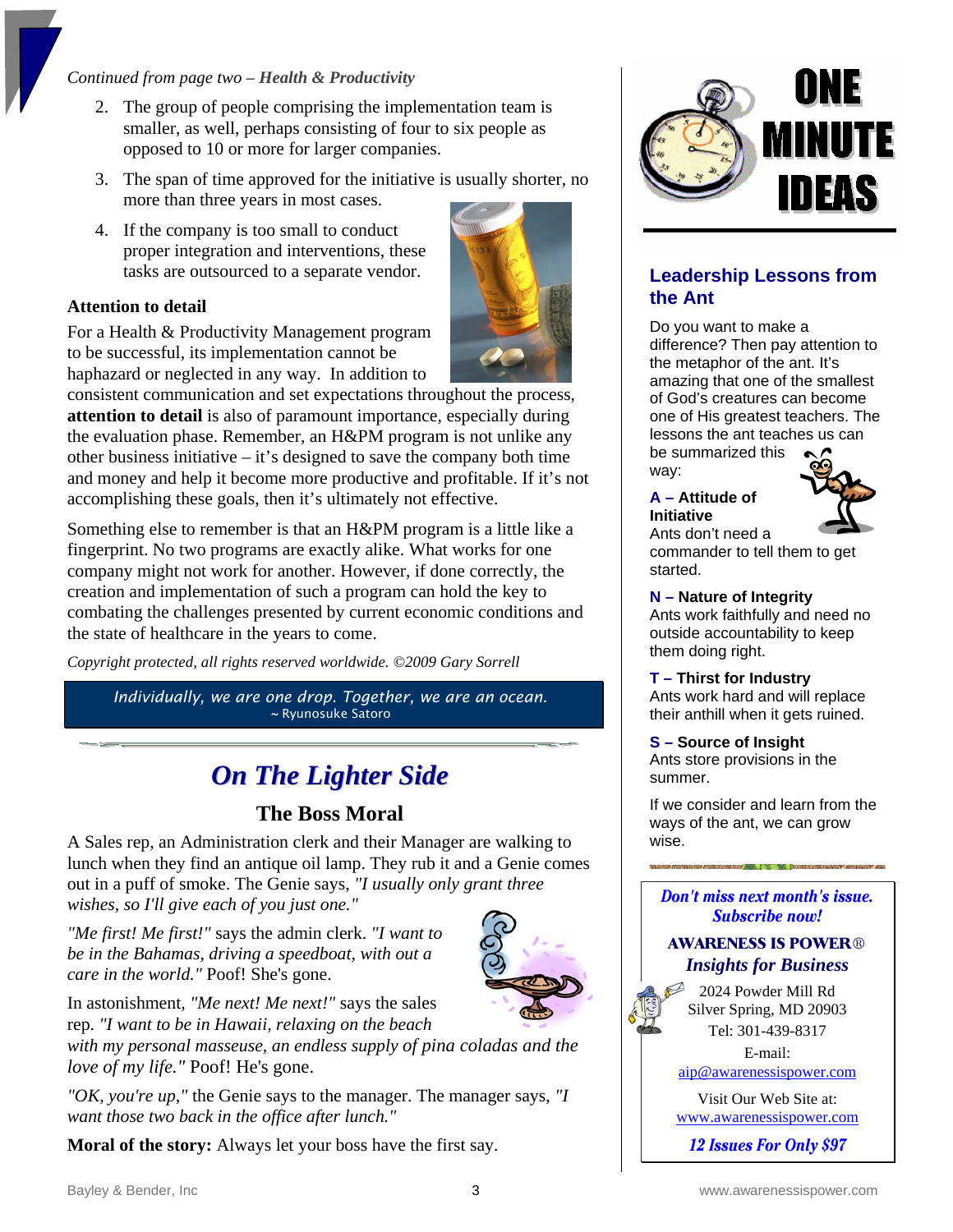*Continued from page two – **Health & Productivity***

2. The group of people comprising the implementation team is smaller, as well, perhaps consisting of four to six people as opposed to 10 or more for larger companies.
3. The span of time approved for the initiative is usually shorter, no more than three years in most cases.
4. If the company is too small to conduct proper integration and interventions, these tasks are outsourced to a separate vendor.

**Attention to detail**

For a Health & Productivity Management program to be successful, its implementation cannot be haphazard or neglected in any way. In addition to consistent communication and set expectations throughout the process, **attention to detail** is also of paramount importance, especially during the evaluation phase. Remember, an H&PM program is not unlike any other business initiative – it's designed to save the company both time and money and help it become more productive and profitable. If it's not accomplishing these goals, then it's ultimately not effective.

Something else to remember is that an H&PM program is a little like a fingerprint. No two programs are exactly alike. What works for one company might not work for another. However, if done correctly, the creation and implementation of such a program can hold the key to combating the challenges presented by current economic conditions and the state of healthcare in the years to come.

*Copyright protected, all rights reserved worldwide. ©2009 Gary Sorrell*

> *Individually, we are one drop. Together, we are an ocean.*
> ~ Ryunosuke Satoro

# *On The Lighter Side*

## The Boss Moral

A Sales rep, an Administration clerk and their Manager are walking to lunch when they find an antique oil lamp. They rub it and a Genie comes out in a puff of smoke. The Genie says, *"I usually only grant three wishes, so I'll give each of you just one."*

*"Me first! Me first!"* says the admin clerk. *"I want to be in the Bahamas, driving a speedboat, with out a care in the world."* Poof! She's gone.

In astonishment, *"Me next! Me next!"* says the sales rep. *"I want to be in Hawaii, relaxing on the beach with my personal masseuse, an endless supply of pina coladas and the love of my life."* Poof! He's gone.

*"OK, you're up,"* the Genie says to the manager. The manager says, *"I want those two back in the office after lunch."*

**Moral of the story:** Always let your boss have the first say.

# ONE MINUTE IDEAS

## Leadership Lessons from the Ant

Do you want to make a difference? Then pay attention to the metaphor of the ant. It's amazing that one of the smallest of God's creatures can become one of His greatest teachers. The lessons the ant teaches us can be summarized this way:

**A – Attitude of Initiative**
Ants don't need a commander to tell them to get started.

**N – Nature of Integrity**
Ants work faithfully and need no outside accountability to keep them doing right.

**T – Thirst for Industry**
Ants work hard and will replace their anthill when it gets ruined.

**S – Source of Insight**
Ants store provisions in the summer.

If we consider and learn from the ways of the ant, we can grow wise.

***Don't miss next month's issue. Subscribe now!***

**AWARENESS IS POWER®**
***Insights for Business***

2024 Powder Mill Rd
Silver Spring, MD 20903
Tel: 301-439-8317
E-mail:
aip@awarenessispower.com

Visit Our Web Site at:
www.awarenessispower.com

***12 Issues For Only $97***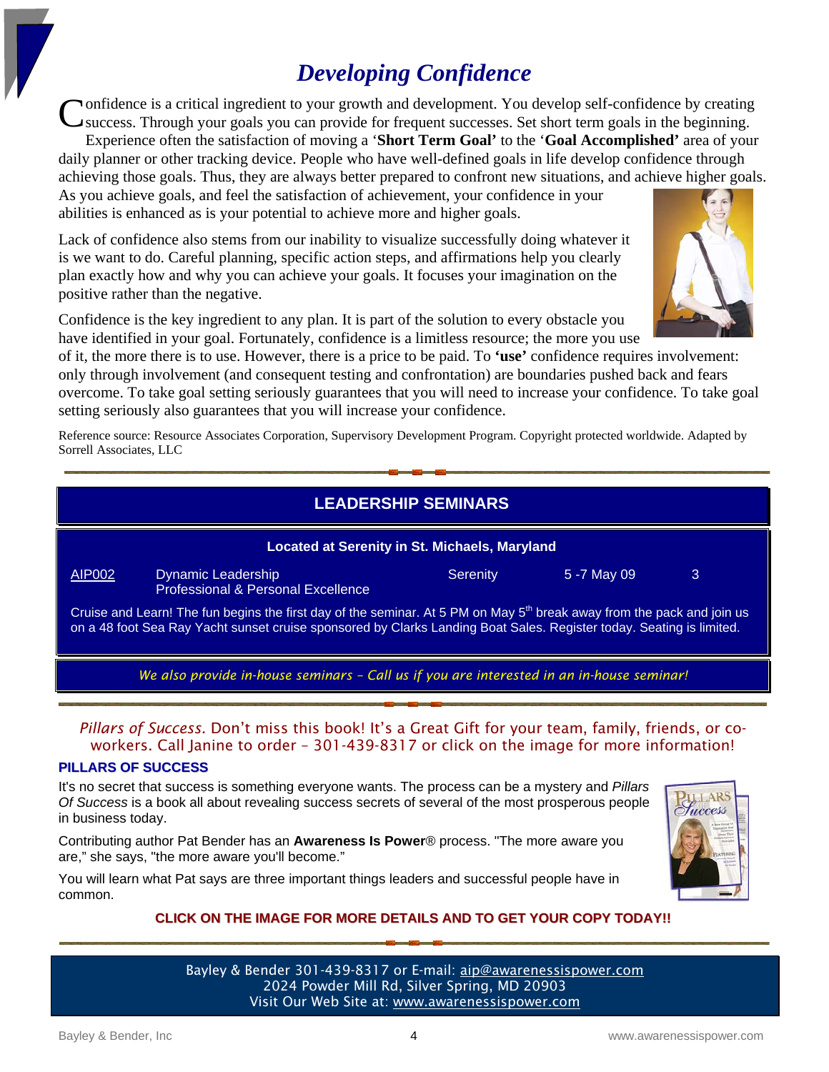# *Developing Confidence*

Confidence is a critical ingredient to your growth and development. You develop self-confidence by creating success. Through your goals you can provide for frequent successes. Set short term goals in the beginning. Experience often the satisfaction of moving a '**Short Term Goal'** to the '**Goal Accomplished'** area of your daily planner or other tracking device. People who have well-defined goals in life develop confidence through achieving those goals. Thus, they are always better prepared to confront new situations, and achieve higher goals. As you achieve goals, and feel the satisfaction of achievement, your confidence in your abilities is enhanced as is your potential to achieve more and higher goals.

Lack of confidence also stems from our inability to visualize successfully doing whatever it is we want to do. Careful planning, specific action steps, and affirmations help you clearly plan exactly how and why you can achieve your goals. It focuses your imagination on the positive rather than the negative.

Confidence is the key ingredient to any plan. It is part of the solution to every obstacle you have identified in your goal. Fortunately, confidence is a limitless resource; the more you use of it, the more there is to use. However, there is a price to be paid. To **'use'** confidence requires involvement: only through involvement (and consequent testing and confrontation) are boundaries pushed back and fears overcome. To take goal setting seriously guarantees that you will need to increase your confidence. To take goal setting seriously also guarantees that you will increase your confidence.

Reference source: Resource Associates Corporation, Supervisory Development Program. Copyright protected worldwide. Adapted by Sorrell Associates, LLC

## LEADERSHIP SEMINARS

**Located at Serenity in St. Michaels, Maryland**

| | | | | |
|---|---|---|---|---|
| AIP002 | Dynamic Leadership Professional & Personal Excellence | Serenity | 5 -7 May 09 | 3 |

Cruise and Learn! The fun begins the first day of the seminar. At 5 PM on May 5th break away from the pack and join us on a 48 foot Sea Ray Yacht sunset cruise sponsored by Clarks Landing Boat Sales. Register today. Seating is limited.

*We also provide in-house seminars – Call us if you are interested in an in-house seminar!*

*Pillars of Success*. Don't miss this book! It's a Great Gift for your team, family, friends, or co-workers. Call Janine to order – 301-439-8317 or click on the image for more information!

### PILLARS OF SUCCESS

It's no secret that success is something everyone wants. The process can be a mystery and *Pillars Of Success* is a book all about revealing success secrets of several of the most prosperous people in business today.

Contributing author Pat Bender has an **Awareness Is Power**® process. "The more aware you are," she says, "the more aware you'll become."

You will learn what Pat says are three important things leaders and successful people have in common.

**CLICK ON THE IMAGE FOR MORE DETAILS AND TO GET YOUR COPY TODAY!!**

Bayley & Bender 301-439-8317 or E-mail: aip@awarenessispower.com
2024 Powder Mill Rd, Silver Spring, MD 20903
Visit Our Web Site at: www.awarenessispower.com